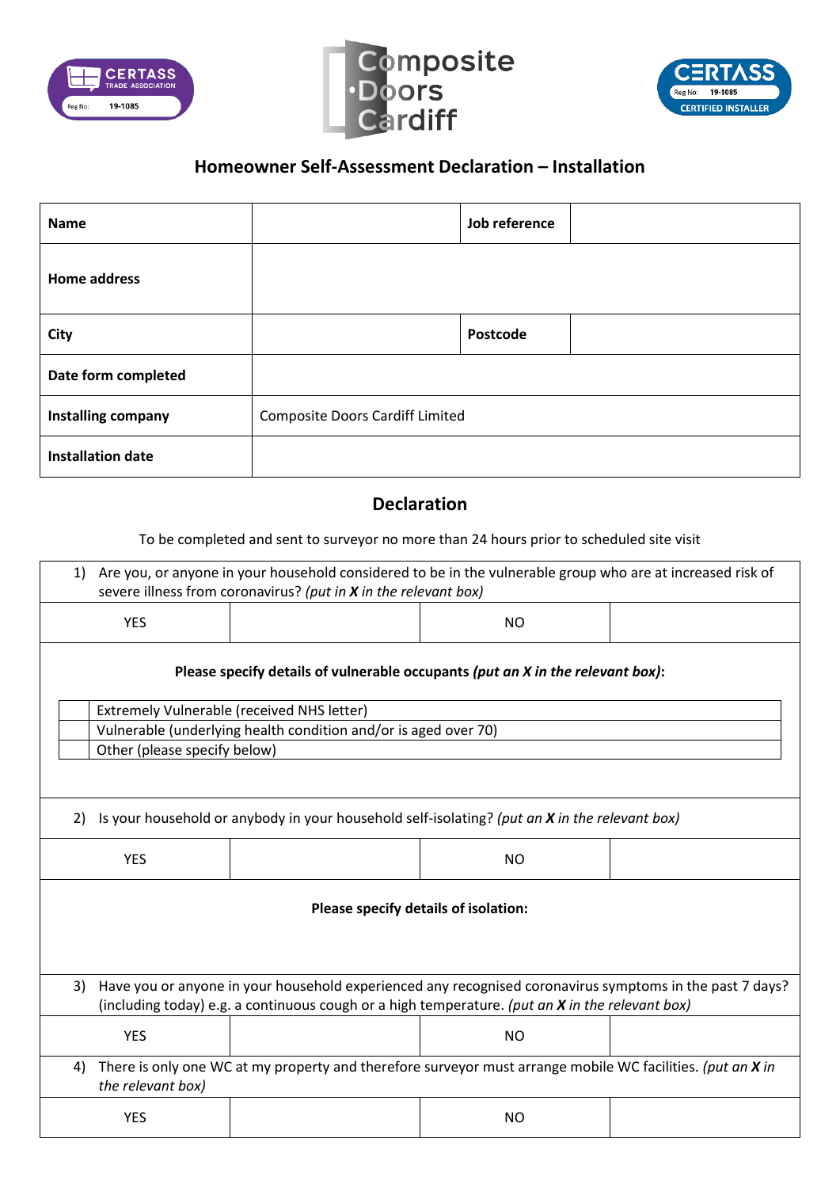CERTASS TRADE ASSOCIATION Reg No: 19-1085

Composite Doors Cardiff

CERTASS Reg No: 19-1085 CERTIFIED INSTALLER

## Homeowner Self-Assessment Declaration – Installation

| **Name** | | **Job reference** | |
|---|---|---|---|
| **Home address** | | | |
| **City** | | **Postcode** | |
| **Date form completed** | | | |
| **Installing company** | Composite Doors Cardiff Limited | | |
| **Installation date** | | | |

## Declaration

To be completed and sent to surveyor no more than 24 hours prior to scheduled site visit

1) Are you, or anyone in your household considered to be in the vulnerable group who are at increased risk of severe illness from coronavirus? *(put in **X** in the relevant box)*

| YES | | NO | |
|---|---|---|---|

**Please specify details of vulnerable occupants *(put an X in the relevant box)*:**

| | |
|---|---|
| | Extremely Vulnerable (received NHS letter) |
| | Vulnerable (underlying health condition and/or is aged over 70) |
| | Other (please specify below) |

2) Is your household or anybody in your household self-isolating? *(put an **X** in the relevant box)*

| YES | | NO | |
|---|---|---|---|

**Please specify details of isolation:**

3) Have you or anyone in your household experienced any recognised coronavirus symptoms in the past 7 days? (including today) e.g. a continuous cough or a high temperature. *(put an **X** in the relevant box)*

| YES | | NO | |
|---|---|---|---|

4) There is only one WC at my property and therefore surveyor must arrange mobile WC facilities. *(put an **X** in the relevant box)*

| YES | | NO | |
|---|---|---|---|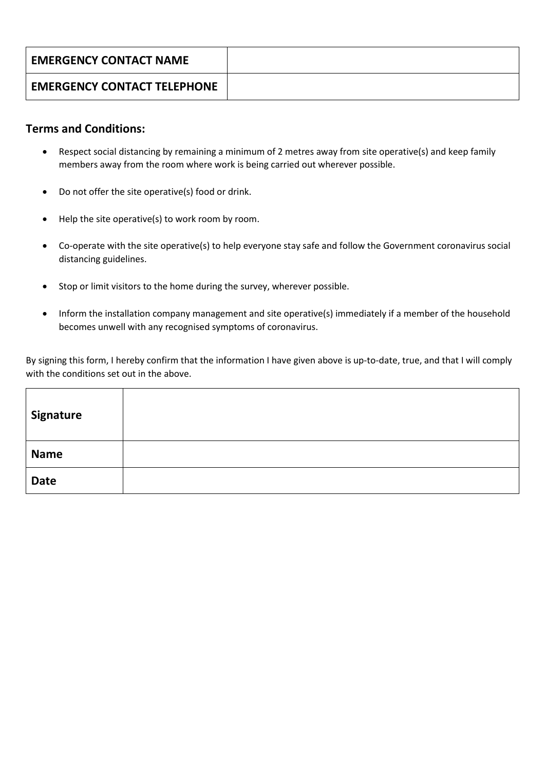| | |
|---|---|
| **EMERGENCY CONTACT NAME** | |
| **EMERGENCY CONTACT TELEPHONE** | |

## Terms and Conditions:

- Respect social distancing by remaining a minimum of 2 metres away from site operative(s) and keep family members away from the room where work is being carried out wherever possible.
- Do not offer the site operative(s) food or drink.
- Help the site operative(s) to work room by room.
- Co-operate with the site operative(s) to help everyone stay safe and follow the Government coronavirus social distancing guidelines.
- Stop or limit visitors to the home during the survey, wherever possible.
- Inform the installation company management and site operative(s) immediately if a member of the household becomes unwell with any recognised symptoms of coronavirus.

By signing this form, I hereby confirm that the information I have given above is up-to-date, true, and that I will comply with the conditions set out in the above.

| | |
|---|---|
| **Signature** | |
| **Name** | |
| **Date** | |